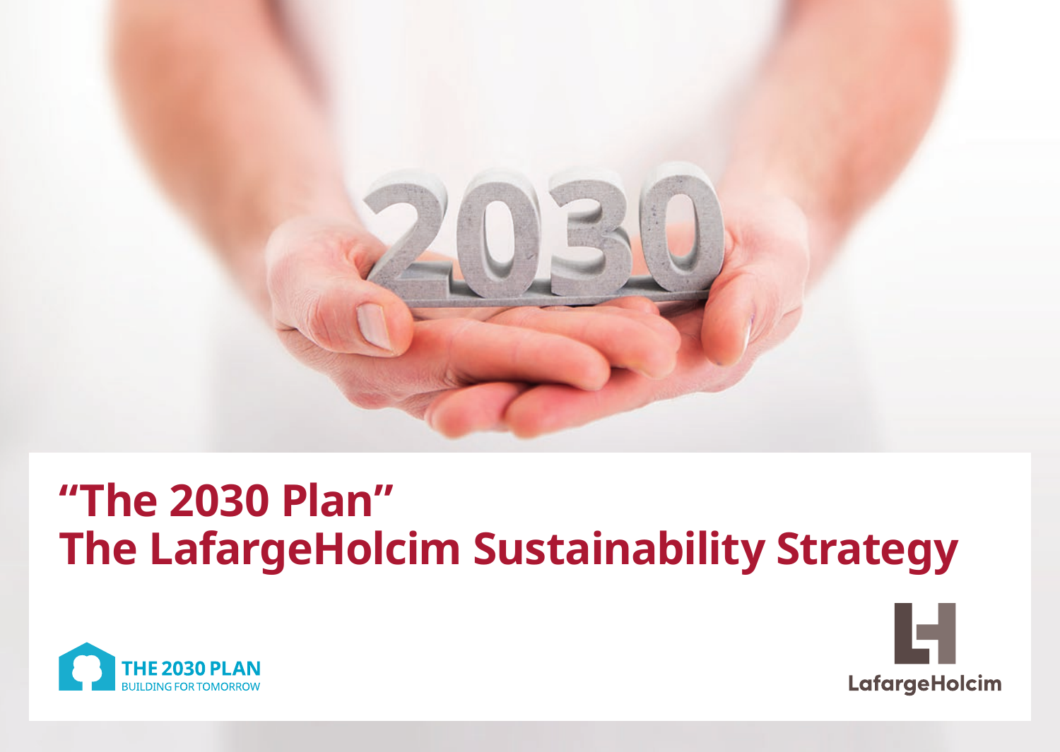# "The 2030 Plan"
# The LafargeHolcim Sustainability Strategy

THE 2030 PLAN
BUILDING FOR TOMORROW

LafargeHolcim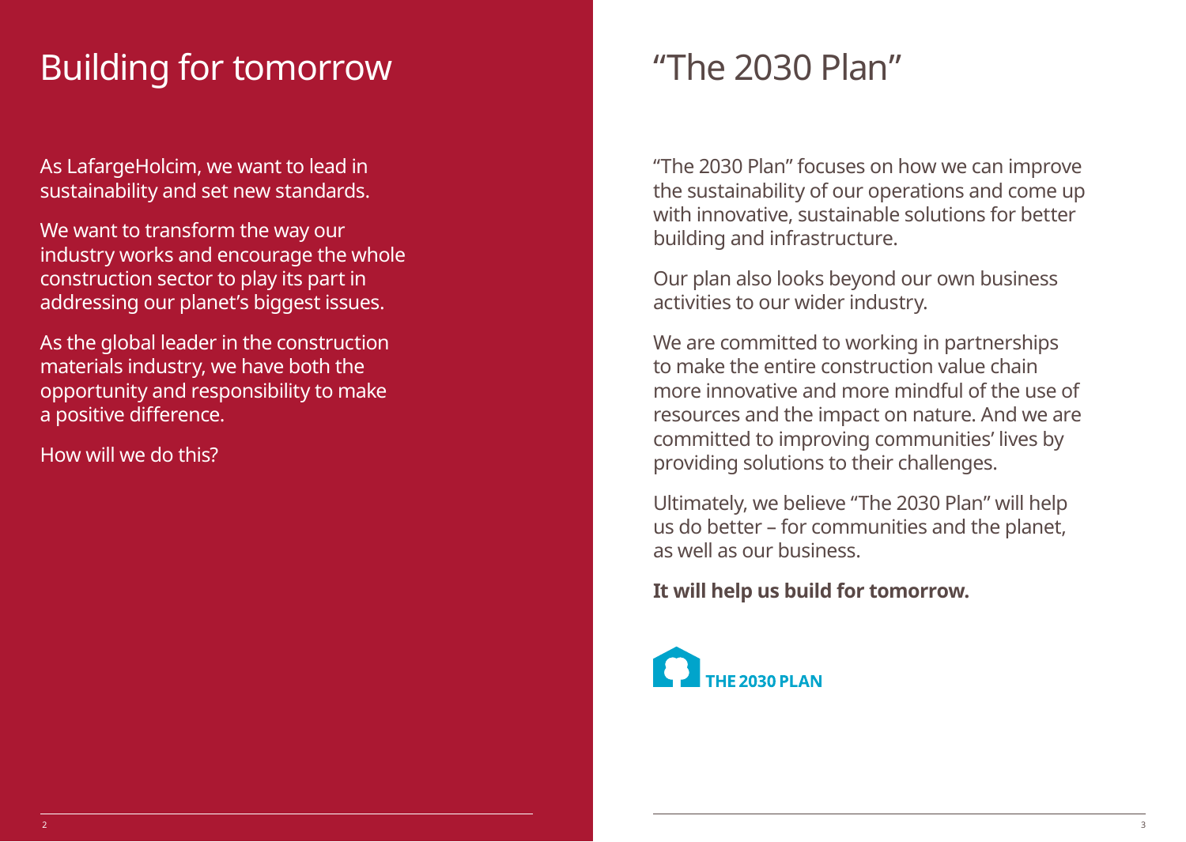# Building for tomorrow

As LafargeHolcim, we want to lead in sustainability and set new standards.

We want to transform the way our industry works and encourage the whole construction sector to play its part in addressing our planet's biggest issues.

As the global leader in the construction materials industry, we have both the opportunity and responsibility to make a positive difference.

How will we do this?

# "The 2030 Plan"

"The 2030 Plan" focuses on how we can improve the sustainability of our operations and come up with innovative, sustainable solutions for better building and infrastructure.

Our plan also looks beyond our own business activities to our wider industry.

We are committed to working in partnerships to make the entire construction value chain more innovative and more mindful of the use of resources and the impact on nature. And we are committed to improving communities' lives by providing solutions to their challenges.

Ultimately, we believe "The 2030 Plan" will help us do better – for communities and the planet, as well as our business.

**It will help us build for tomorrow.**

THE 2030 PLAN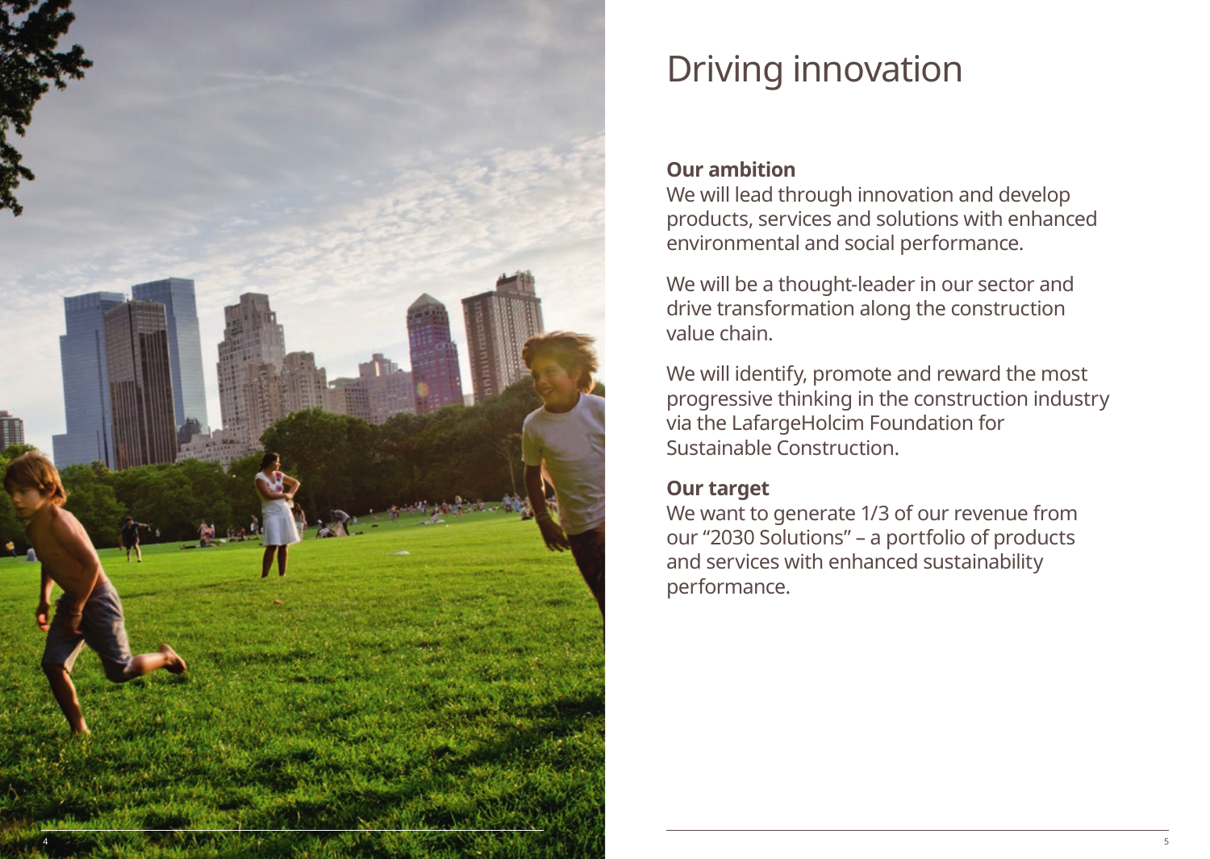# Driving innovation

**Our ambition**

We will lead through innovation and develop products, services and solutions with enhanced environmental and social performance.

We will be a thought-leader in our sector and drive transformation along the construction value chain.

We will identify, promote and reward the most progressive thinking in the construction industry via the LafargeHolcim Foundation for Sustainable Construction.

**Our target**

We want to generate 1/3 of our revenue from our "2030 Solutions" – a portfolio of products and services with enhanced sustainability performance.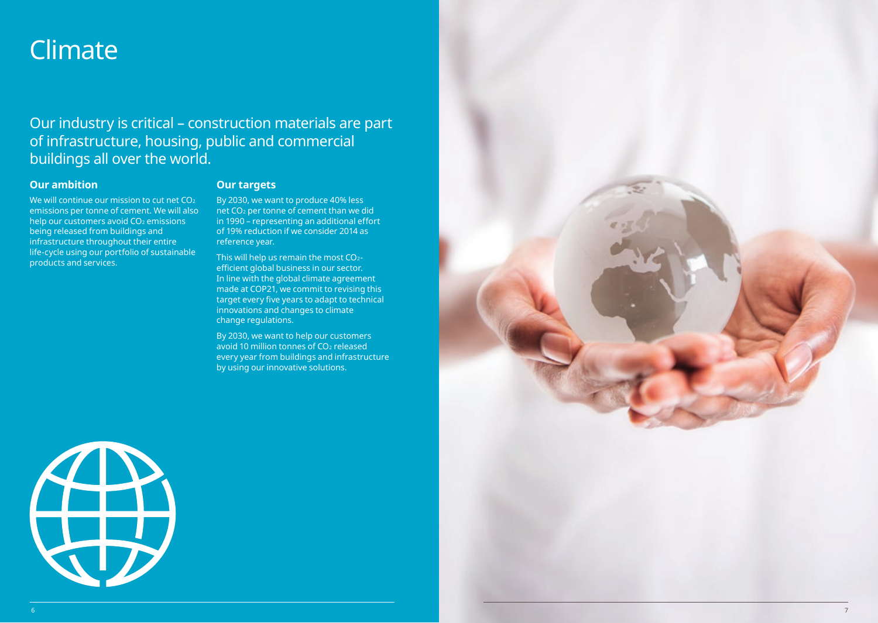# Climate

## Our industry is critical – construction materials are part of infrastructure, housing, public and commercial buildings all over the world.

### Our ambition

We will continue our mission to cut net $CO_2$ emissions per tonne of cement. We will also help our customers avoid $CO_2$ emissions being released from buildings and infrastructure throughout their entire life-cycle using our portfolio of sustainable products and services.

### Our targets

By 2030, we want to produce 40% less net $CO_2$ per tonne of cement than we did in 1990 – representing an additional effort of 19% reduction if we consider 2014 as reference year.

This will help us remain the most $CO_2$-efficient global business in our sector. In line with the global climate agreement made at COP21, we commit to revising this target every five years to adapt to technical innovations and changes to climate change regulations.

By 2030, we want to help our customers avoid 10 million tonnes of $CO_2$ released every year from buildings and infrastructure by using our innovative solutions.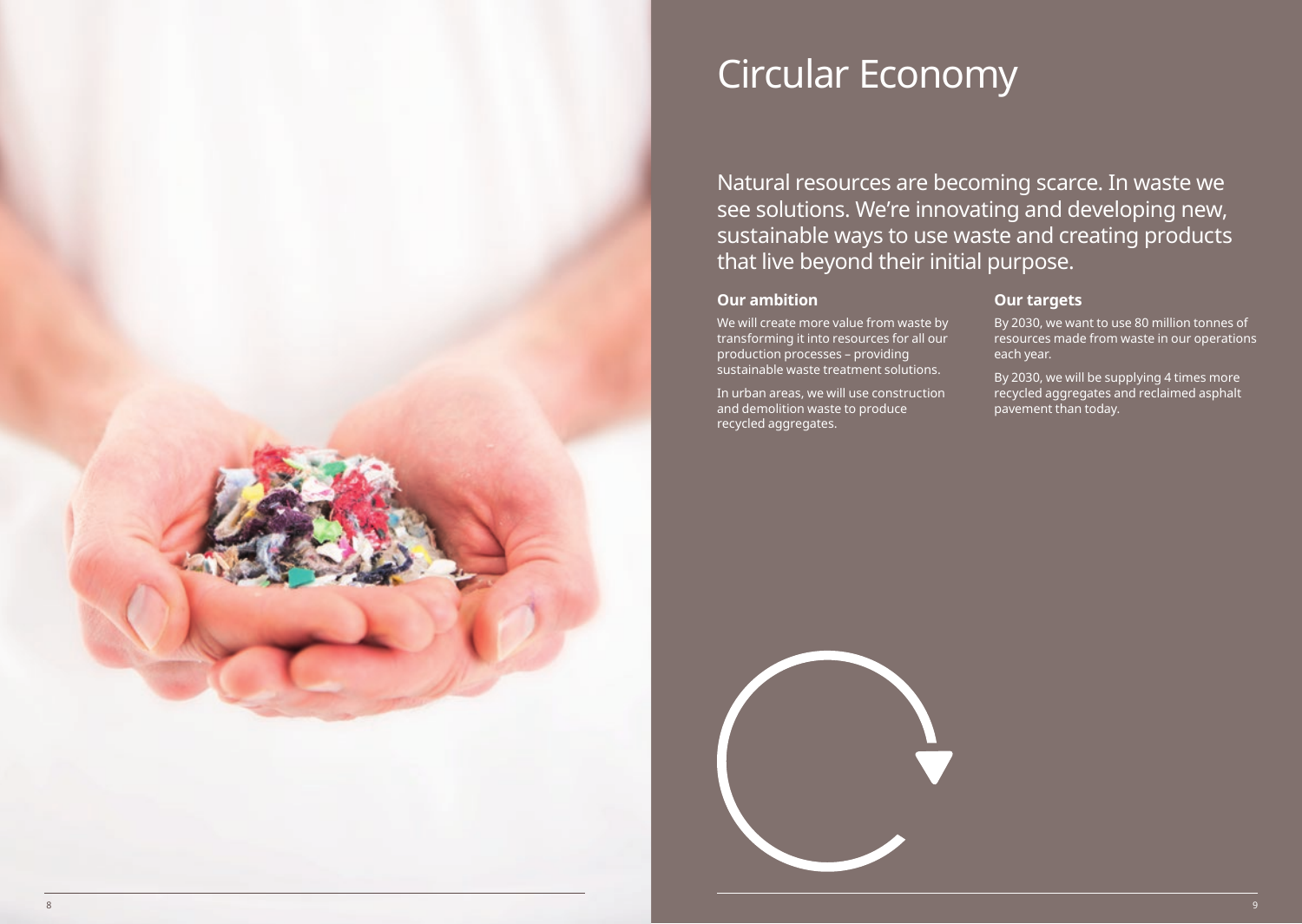# Circular Economy

Natural resources are becoming scarce. In waste we see solutions. We're innovating and developing new, sustainable ways to use waste and creating products that live beyond their initial purpose.

## Our ambition

We will create more value from waste by transforming it into resources for all our production processes – providing sustainable waste treatment solutions.

In urban areas, we will use construction and demolition waste to produce recycled aggregates.

## Our targets

By 2030, we want to use 80 million tonnes of resources made from waste in our operations each year.

By 2030, we will be supplying 4 times more recycled aggregates and reclaimed asphalt pavement than today.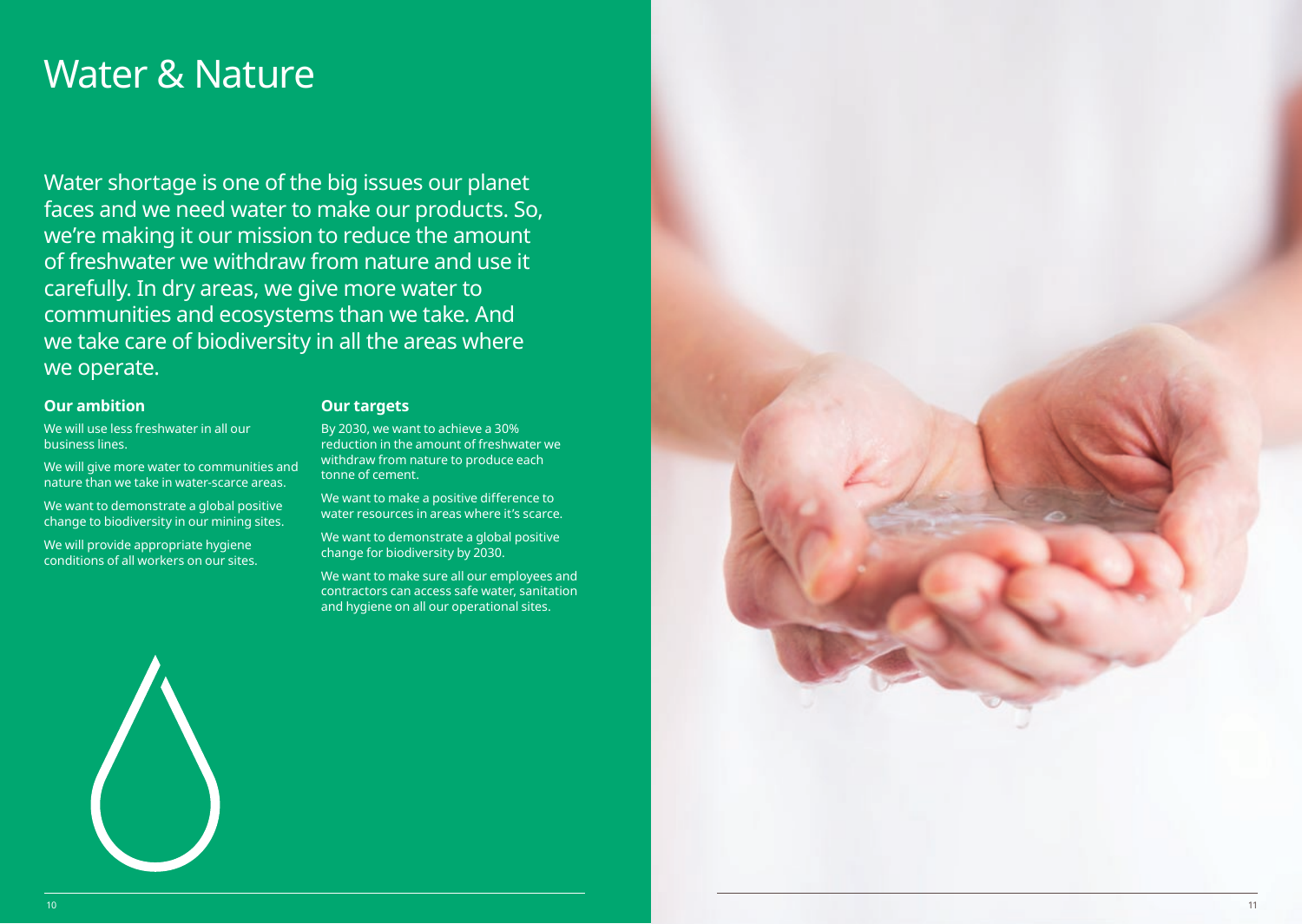# Water & Nature

Water shortage is one of the big issues our planet faces and we need water to make our products. So, we're making it our mission to reduce the amount of freshwater we withdraw from nature and use it carefully. In dry areas, we give more water to communities and ecosystems than we take. And we take care of biodiversity in all the areas where we operate.

### Our ambition

We will use less freshwater in all our business lines.

We will give more water to communities and nature than we take in water-scarce areas.

We want to demonstrate a global positive change to biodiversity in our mining sites.

We will provide appropriate hygiene conditions of all workers on our sites.

### Our targets

By 2030, we want to achieve a 30% reduction in the amount of freshwater we withdraw from nature to produce each tonne of cement.

We want to make a positive difference to water resources in areas where it's scarce.

We want to demonstrate a global positive change for biodiversity by 2030.

We want to make sure all our employees and contractors can access safe water, sanitation and hygiene on all our operational sites.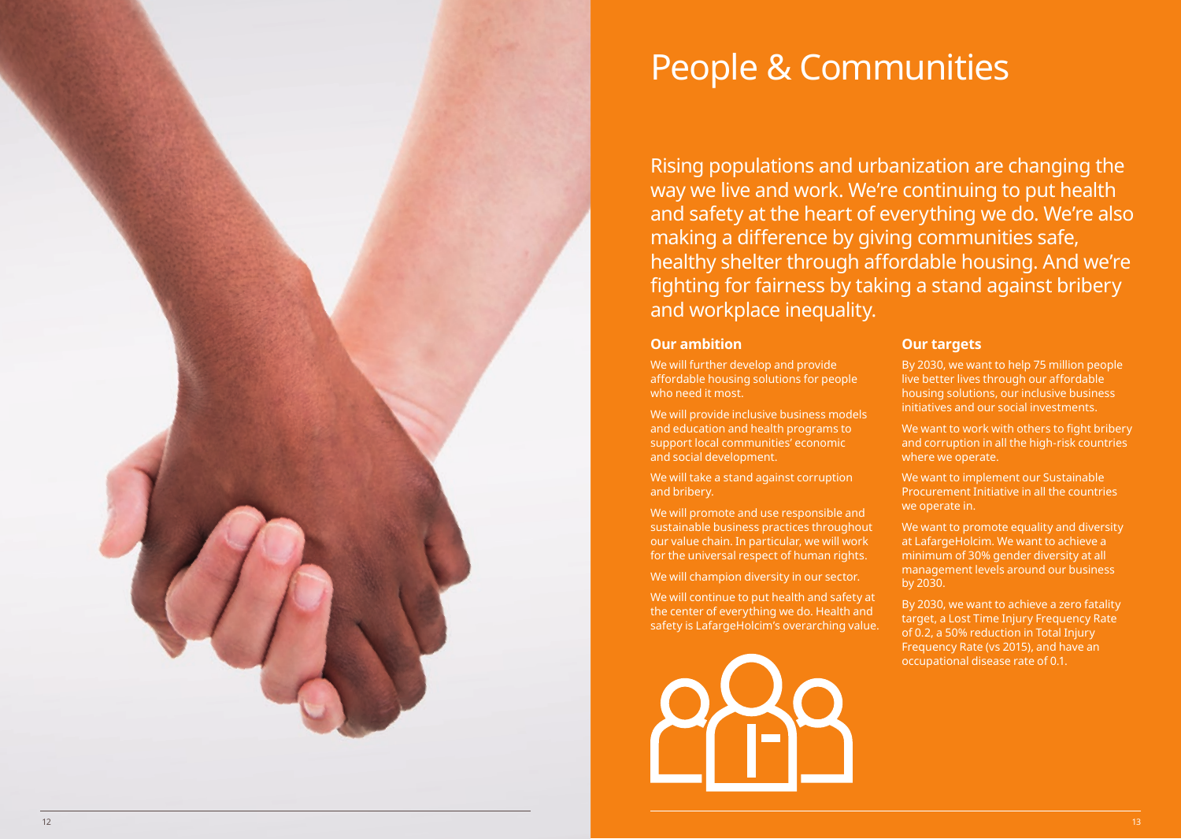# People & Communities

Rising populations and urbanization are changing the way we live and work. We're continuing to put health and safety at the heart of everything we do. We're also making a difference by giving communities safe, healthy shelter through affordable housing. And we're fighting for fairness by taking a stand against bribery and workplace inequality.

## Our ambition

We will further develop and provide affordable housing solutions for people who need it most.

We will provide inclusive business models and education and health programs to support local communities' economic and social development.

We will take a stand against corruption and bribery.

We will promote and use responsible and sustainable business practices throughout our value chain. In particular, we will work for the universal respect of human rights.

We will champion diversity in our sector.

We will continue to put health and safety at the center of everything we do. Health and safety is LafargeHolcim's overarching value.

## Our targets

By 2030, we want to help 75 million people live better lives through our affordable housing solutions, our inclusive business initiatives and our social investments.

We want to work with others to fight bribery and corruption in all the high-risk countries where we operate.

We want to implement our Sustainable Procurement Initiative in all the countries we operate in.

We want to promote equality and diversity at LafargeHolcim. We want to achieve a minimum of 30% gender diversity at all management levels around our business by 2030.

By 2030, we want to achieve a zero fatality target, a Lost Time Injury Frequency Rate of 0.2, a 50% reduction in Total Injury Frequency Rate (vs 2015), and have an occupational disease rate of 0.1.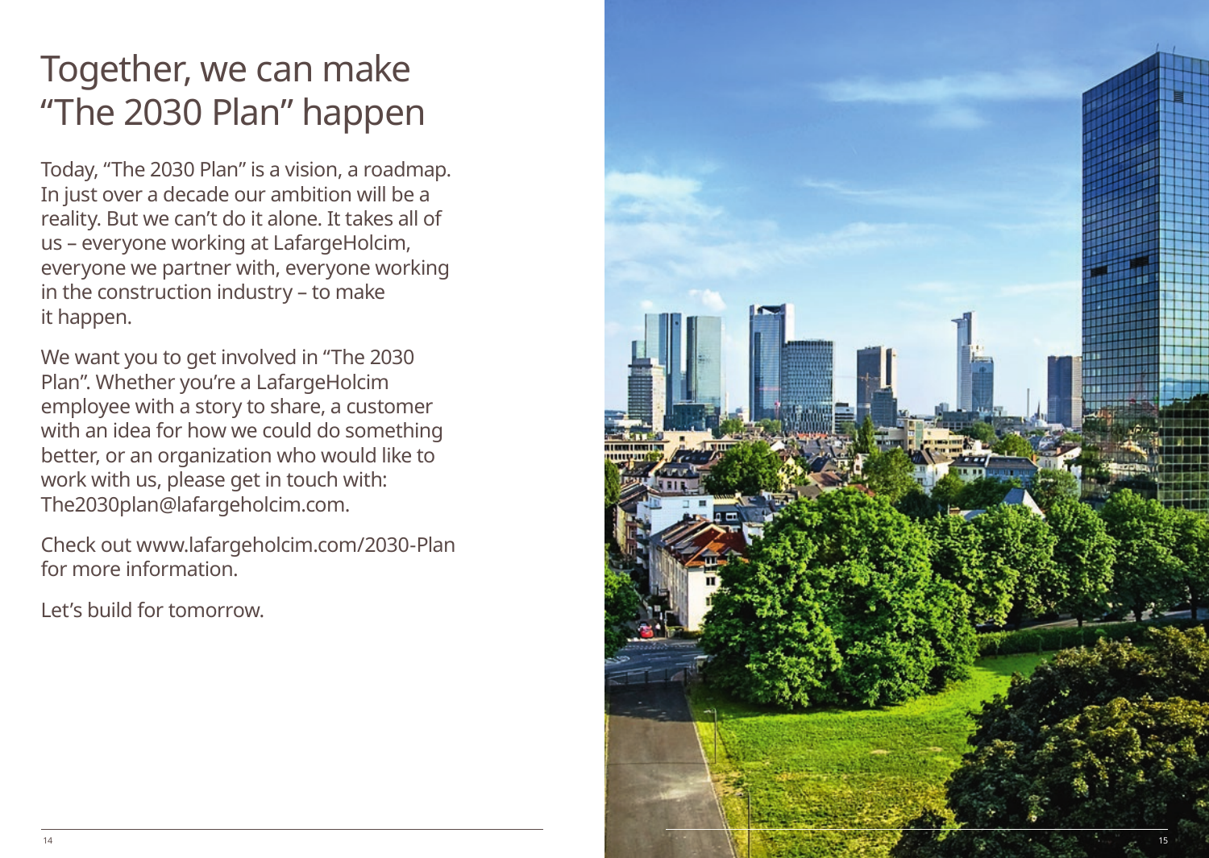# Together, we can make "The 2030 Plan" happen

Today, "The 2030 Plan" is a vision, a roadmap. In just over a decade our ambition will be a reality. But we can't do it alone. It takes all of us – everyone working at LafargeHolcim, everyone we partner with, everyone working in the construction industry – to make it happen.

We want you to get involved in "The 2030 Plan". Whether you're a LafargeHolcim employee with a story to share, a customer with an idea for how we could do something better, or an organization who would like to work with us, please get in touch with: The2030plan@lafargeholcim.com.

Check out www.lafargeholcim.com/2030-Plan for more information.

Let's build for tomorrow.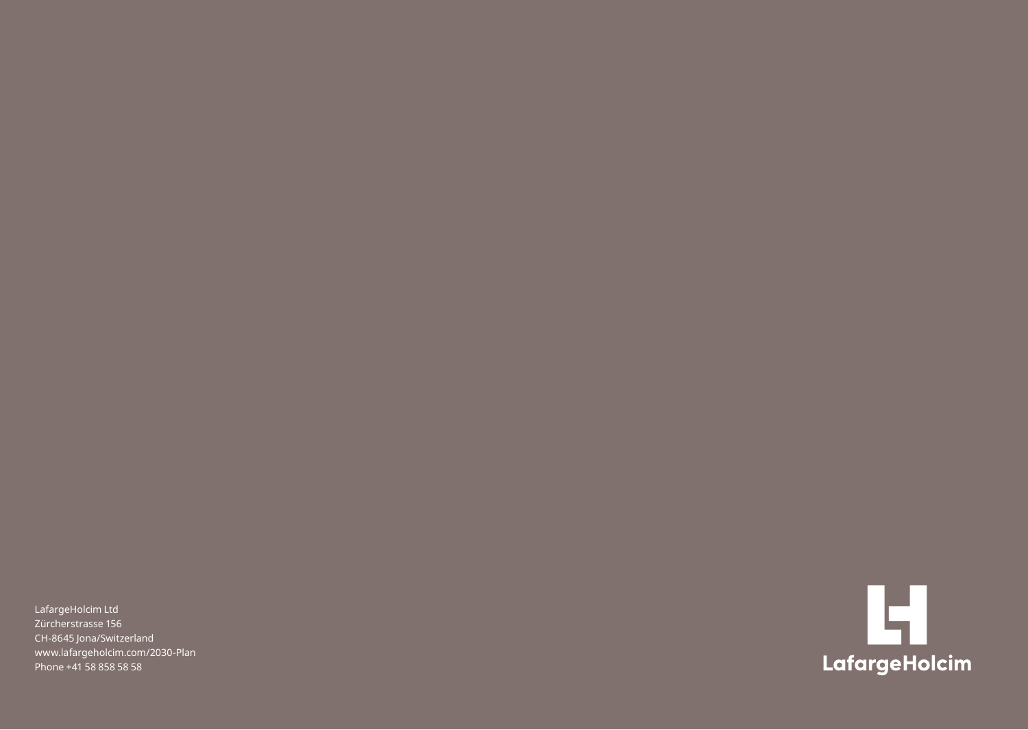LafargeHolcim Ltd
Zürcherstrasse 156
CH-8645 Jona/Switzerland
www.lafargeholcim.com/2030-Plan
Phone +41 58 858 58 58

LafargeHolcim